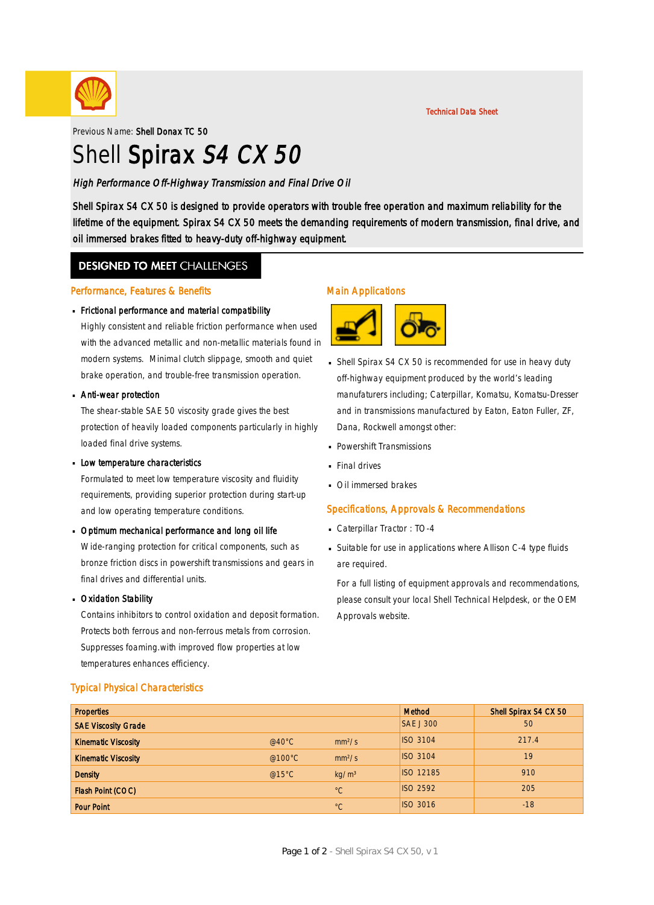Technical Data Sheet

Previous Name: **Shell Donax TC 50**

# Shell Spirax *S4 CX 50*

*High Performance Off-Highway Transmission and Final Drive Oil*

Shell Spirax S4 CX 50 is designed to provide operators with trouble free operation and maximum reliability for the lifetime of the equipment. Spirax S4 CX 50 meets the demanding requirements of modern transmission, final drive, and oil immersed brakes fitted to heavy-duty off-highway equipment.

## DESIGNED TO MEET CHALLENGES

### Performance, Features & Benefits

- **Frictional performance and material compatibility**
  Highly consistent and reliable friction performance when used with the advanced metallic and non-metallic materials found in modern systems. Minimal clutch slippage, smooth and quiet brake operation, and trouble-free transmission operation.
- **Anti-wear protection**
  The shear-stable SAE 50 viscosity grade gives the best protection of heavily loaded components particularly in highly loaded final drive systems.
- **Low temperature characteristics**
  Formulated to meet low temperature viscosity and fluidity requirements, providing superior protection during start-up and low operating temperature conditions.
- **Optimum mechanical performance and long oil life**
  Wide-ranging protection for critical components, such as bronze friction discs in powershift transmissions and gears in final drives and differential units.
- **Oxidation Stability**
  Contains inhibitors to control oxidation and deposit formation. Protects both ferrous and non-ferrous metals from corrosion. Suppresses foaming.with improved flow properties at low temperatures enhances efficiency.

### Main Applications

- Shell Spirax S4 CX 50 is recommended for use in heavy duty off-highway equipment produced by the world's leading manufaturers including; Caterpillar, Komatsu, Komatsu-Dresser and in transmissions manufactured by Eaton, Eaton Fuller, ZF, Dana, Rockwell amongst other:
- Powershift Transmissions
- Final drives
- Oil immersed brakes

### Specifications, Approvals & Recommendations

- Caterpillar Tractor : TO-4
- Suitable for use in applications where Allison C-4 type fluids are required.

  For a full listing of equipment approvals and recommendations, please consult your local Shell Technical Helpdesk, or the OEM Approvals website.

### Typical Physical Characteristics

| Properties | | | Method | Shell Spirax S4 CX 50 |
|---|---|---|---|---|
| SAE Viscosity Grade | | | SAE J 300 | 50 |
| Kinematic Viscosity | @40°C | mm²/s | ISO 3104 | 217.4 |
| Kinematic Viscosity | @100°C | mm²/s | ISO 3104 | 19 |
| Density | @15°C | kg/m³ | ISO 12185 | 910 |
| Flash Point (COC) | | °C | ISO 2592 | 205 |
| Pour Point | | °C | ISO 3016 | -18 |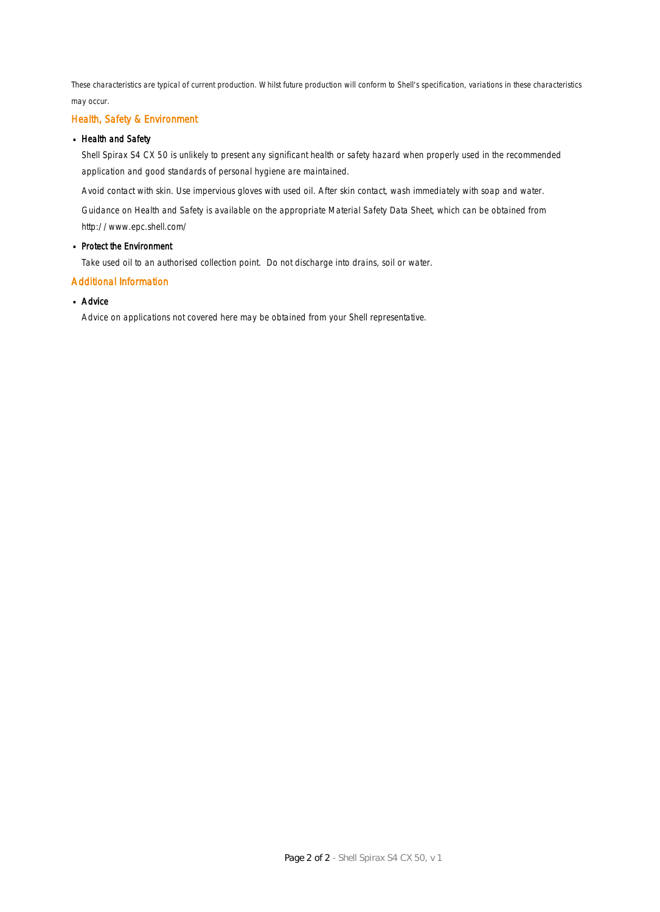*These characteristics are typical of current production. Whilst future production will conform to Shell's specification, variations in these characteristics may occur.*

## Health, Safety & Environment

- **Health and Safety**

  Shell Spirax S4 CX 50 is unlikely to present any significant health or safety hazard when properly used in the recommended application and good standards of personal hygiene are maintained.

  Avoid contact with skin. Use impervious gloves with used oil. After skin contact, wash immediately with soap and water.

  Guidance on Health and Safety is available on the appropriate Material Safety Data Sheet, which can be obtained from http://www.epc.shell.com/

- **Protect the Environment**

  Take used oil to an authorised collection point. Do not discharge into drains, soil or water.

## Additional Information

- **Advice**

  Advice on applications not covered here may be obtained from your Shell representative.